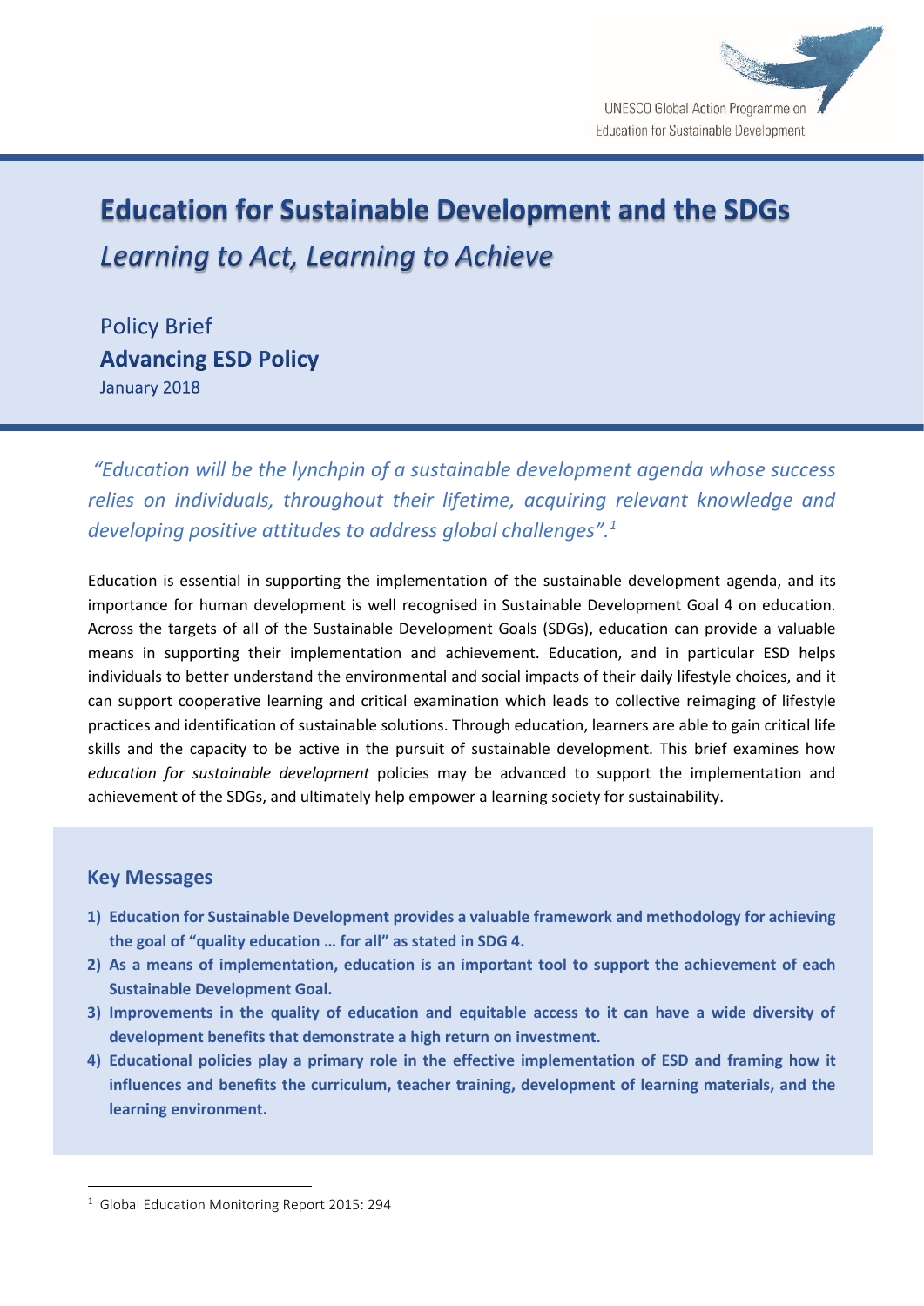UNESCO Global Action Programme on Education for Sustainable Development

# Education for Sustainable Development and the SDGs

## *Learning to Act, Learning to Achieve*

Policy Brief
**Advancing ESD Policy**
January 2018

*"Education will be the lynchpin of a sustainable development agenda whose success relies on individuals, throughout their lifetime, acquiring relevant knowledge and developing positive attitudes to address global challenges".*[1]

Education is essential in supporting the implementation of the sustainable development agenda, and its importance for human development is well recognised in Sustainable Development Goal 4 on education. Across the targets of all of the Sustainable Development Goals (SDGs), education can provide a valuable means in supporting their implementation and achievement. Education, and in particular ESD helps individuals to better understand the environmental and social impacts of their daily lifestyle choices, and it can support cooperative learning and critical examination which leads to collective reimaging of lifestyle practices and identification of sustainable solutions. Through education, learners are able to gain critical life skills and the capacity to be active in the pursuit of sustainable development. This brief examines how *education for sustainable development* policies may be advanced to support the implementation and achievement of the SDGs, and ultimately help empower a learning society for sustainability.

### Key Messages

1) **Education for Sustainable Development provides a valuable framework and methodology for achieving the goal of "quality education … for all" as stated in SDG 4.**
2) **As a means of implementation, education is an important tool to support the achievement of each Sustainable Development Goal.**
3) **Improvements in the quality of education and equitable access to it can have a wide diversity of development benefits that demonstrate a high return on investment.**
4) **Educational policies play a primary role in the effective implementation of ESD and framing how it influences and benefits the curriculum, teacher training, development of learning materials, and the learning environment.**

---

[1] Global Education Monitoring Report 2015: 294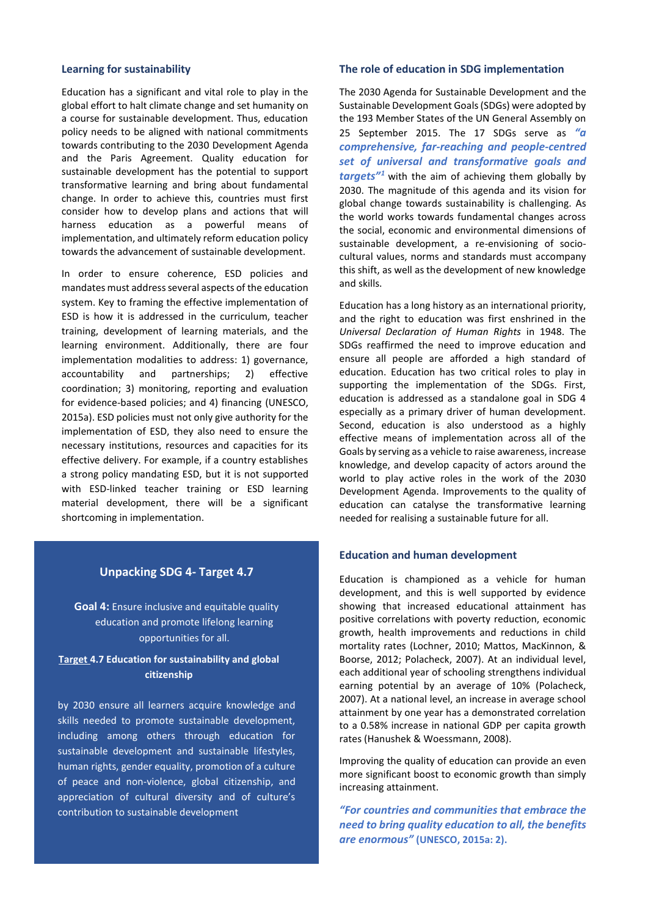## Learning for sustainability

Education has a significant and vital role to play in the global effort to halt climate change and set humanity on a course for sustainable development. Thus, education policy needs to be aligned with national commitments towards contributing to the 2030 Development Agenda and the Paris Agreement. Quality education for sustainable development has the potential to support transformative learning and bring about fundamental change. In order to achieve this, countries must first consider how to develop plans and actions that will harness education as a powerful means of implementation, and ultimately reform education policy towards the advancement of sustainable development.

In order to ensure coherence, ESD policies and mandates must address several aspects of the education system. Key to framing the effective implementation of ESD is how it is addressed in the curriculum, teacher training, development of learning materials, and the learning environment. Additionally, there are four implementation modalities to address: 1) governance, accountability and partnerships; 2) effective coordination; 3) monitoring, reporting and evaluation for evidence-based policies; and 4) financing (UNESCO, 2015a). ESD policies must not only give authority for the implementation of ESD, they also need to ensure the necessary institutions, resources and capacities for its effective delivery. For example, if a country establishes a strong policy mandating ESD, but it is not supported with ESD-linked teacher training or ESD learning material development, there will be a significant shortcoming in implementation.

### Unpacking SDG 4- Target 4.7

**Goal 4:** Ensure inclusive and equitable quality education and promote lifelong learning opportunities for all.

**Target 4.7 Education for sustainability and global citizenship**

by 2030 ensure all learners acquire knowledge and skills needed to promote sustainable development, including among others through education for sustainable development and sustainable lifestyles, human rights, gender equality, promotion of a culture of peace and non-violence, global citizenship, and appreciation of cultural diversity and of culture's contribution to sustainable development

## The role of education in SDG implementation

The 2030 Agenda for Sustainable Development and the Sustainable Development Goals (SDGs) were adopted by the 193 Member States of the UN General Assembly on 25 September 2015. The 17 SDGs serve as ***"a comprehensive, far-reaching and people-centred set of universal and transformative goals and targets"***[1] with the aim of achieving them globally by 2030. The magnitude of this agenda and its vision for global change towards sustainability is challenging. As the world works towards fundamental changes across the social, economic and environmental dimensions of sustainable development, a re-envisioning of socio-cultural values, norms and standards must accompany this shift, as well as the development of new knowledge and skills.

Education has a long history as an international priority, and the right to education was first enshrined in the *Universal Declaration of Human Rights* in 1948. The SDGs reaffirmed the need to improve education and ensure all people are afforded a high standard of education. Education has two critical roles to play in supporting the implementation of the SDGs. First, education is addressed as a standalone goal in SDG 4 especially as a primary driver of human development. Second, education is also understood as a highly effective means of implementation across all of the Goals by serving as a vehicle to raise awareness, increase knowledge, and develop capacity of actors around the world to play active roles in the work of the 2030 Development Agenda. Improvements to the quality of education can catalyse the transformative learning needed for realising a sustainable future for all.

## Education and human development

Education is championed as a vehicle for human development, and this is well supported by evidence showing that increased educational attainment has positive correlations with poverty reduction, economic growth, health improvements and reductions in child mortality rates (Lochner, 2010; Mattos, MacKinnon, & Boorse, 2012; Polacheck, 2007). At an individual level, each additional year of schooling strengthens individual earning potential by an average of 10% (Polacheck, 2007). At a national level, an increase in average school attainment by one year has a demonstrated correlation to a 0.58% increase in national GDP per capita growth rates (Hanushek & Woessmann, 2008).

Improving the quality of education can provide an even more significant boost to economic growth than simply increasing attainment.

***"For countries and communities that embrace the need to bring quality education to all, the benefits are enormous"* (UNESCO, 2015a: 2).**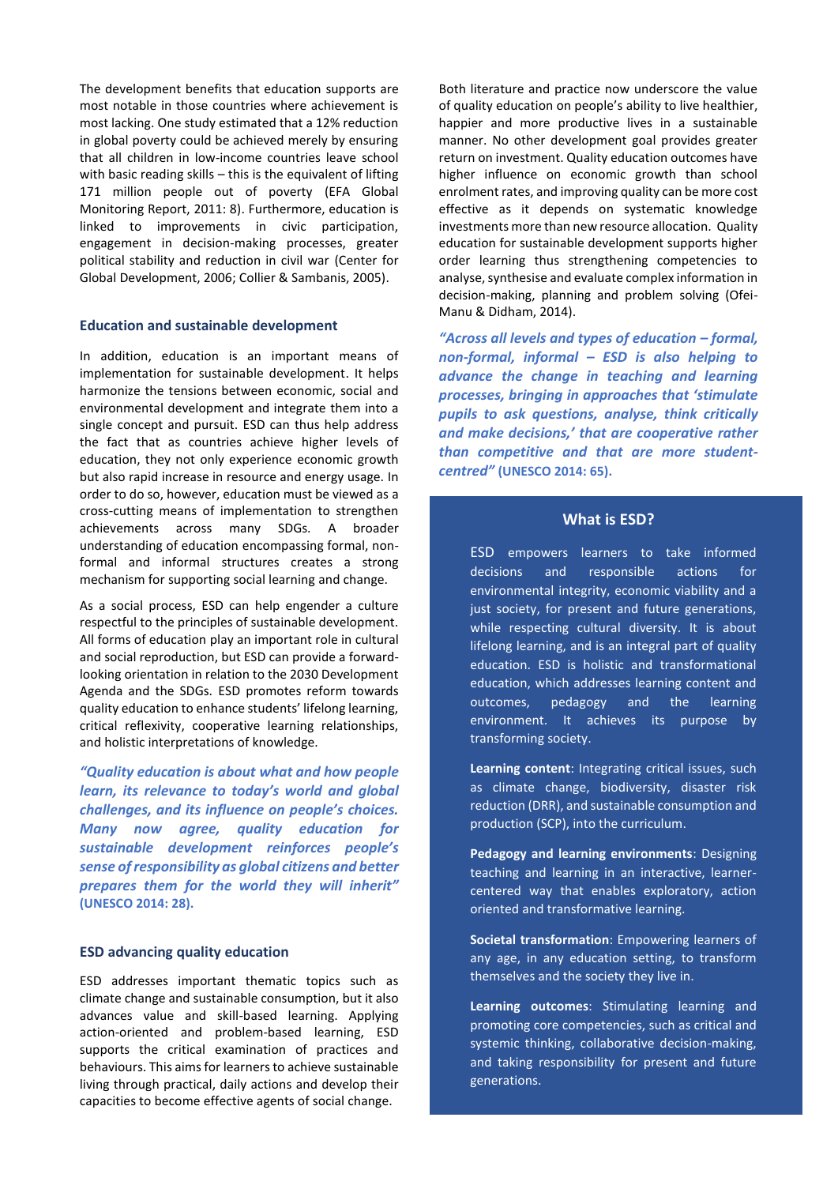The development benefits that education supports are most notable in those countries where achievement is most lacking. One study estimated that a 12% reduction in global poverty could be achieved merely by ensuring that all children in low-income countries leave school with basic reading skills – this is the equivalent of lifting 171 million people out of poverty (EFA Global Monitoring Report, 2011: 8). Furthermore, education is linked to improvements in civic participation, engagement in decision-making processes, greater political stability and reduction in civil war (Center for Global Development, 2006; Collier & Sambanis, 2005).

### Education and sustainable development

In addition, education is an important means of implementation for sustainable development. It helps harmonize the tensions between economic, social and environmental development and integrate them into a single concept and pursuit. ESD can thus help address the fact that as countries achieve higher levels of education, they not only experience economic growth but also rapid increase in resource and energy usage. In order to do so, however, education must be viewed as a cross-cutting means of implementation to strengthen achievements across many SDGs. A broader understanding of education encompassing formal, non-formal and informal structures creates a strong mechanism for supporting social learning and change.

As a social process, ESD can help engender a culture respectful to the principles of sustainable development. All forms of education play an important role in cultural and social reproduction, but ESD can provide a forward-looking orientation in relation to the 2030 Development Agenda and the SDGs. ESD promotes reform towards quality education to enhance students' lifelong learning, critical reflexivity, cooperative learning relationships, and holistic interpretations of knowledge.

***"Quality education is about what and how people learn, its relevance to today's world and global challenges, and its influence on people's choices. Many now agree, quality education for sustainable development reinforces people's sense of responsibility as global citizens and better prepares them for the world they will inherit"*** **(UNESCO 2014: 28).**

### ESD advancing quality education

ESD addresses important thematic topics such as climate change and sustainable consumption, but it also advances value and skill-based learning. Applying action-oriented and problem-based learning, ESD supports the critical examination of practices and behaviours. This aims for learners to achieve sustainable living through practical, daily actions and develop their capacities to become effective agents of social change.

Both literature and practice now underscore the value of quality education on people's ability to live healthier, happier and more productive lives in a sustainable manner. No other development goal provides greater return on investment. Quality education outcomes have higher influence on economic growth than school enrolment rates, and improving quality can be more cost effective as it depends on systematic knowledge investments more than new resource allocation. Quality education for sustainable development supports higher order learning thus strengthening competencies to analyse, synthesise and evaluate complex information in decision-making, planning and problem solving (Ofei-Manu & Didham, 2014).

***"Across all levels and types of education – formal, non-formal, informal – ESD is also helping to advance the change in teaching and learning processes, bringing in approaches that 'stimulate pupils to ask questions, analyse, think critically and make decisions,' that are cooperative rather than competitive and that are more student-centred"*** **(UNESCO 2014: 65).**

### What is ESD?

ESD empowers learners to take informed decisions and responsible actions for environmental integrity, economic viability and a just society, for present and future generations, while respecting cultural diversity. It is about lifelong learning, and is an integral part of quality education. ESD is holistic and transformational education, which addresses learning content and outcomes, pedagogy and the learning environment. It achieves its purpose by transforming society.

**Learning content**: Integrating critical issues, such as climate change, biodiversity, disaster risk reduction (DRR), and sustainable consumption and production (SCP), into the curriculum.

**Pedagogy and learning environments**: Designing teaching and learning in an interactive, learner-centered way that enables exploratory, action oriented and transformative learning.

**Societal transformation**: Empowering learners of any age, in any education setting, to transform themselves and the society they live in.

**Learning outcomes**: Stimulating learning and promoting core competencies, such as critical and systemic thinking, collaborative decision-making, and taking responsibility for present and future generations.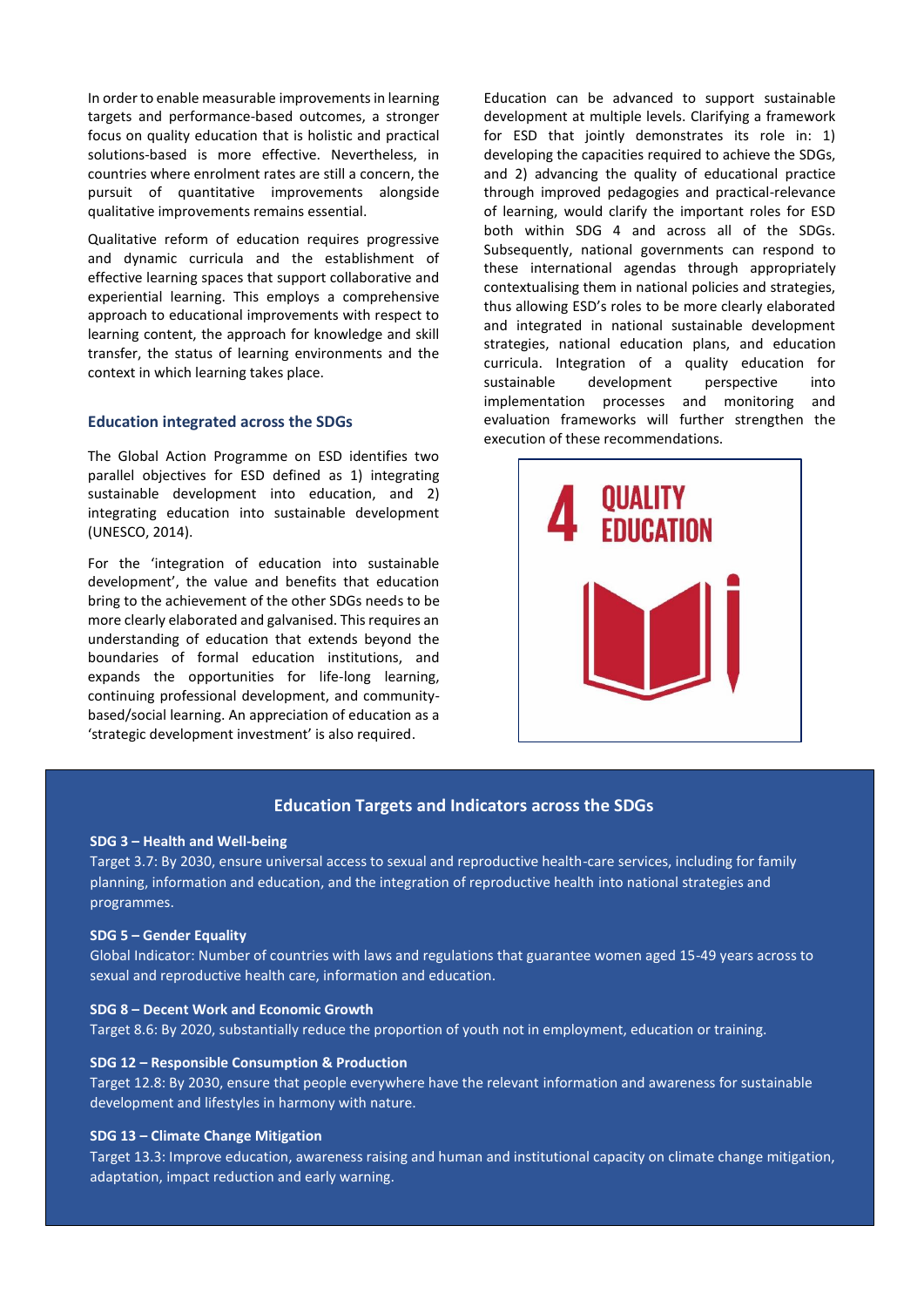In order to enable measurable improvements in learning targets and performance-based outcomes, a stronger focus on quality education that is holistic and practical solutions-based is more effective. Nevertheless, in countries where enrolment rates are still a concern, the pursuit of quantitative improvements alongside qualitative improvements remains essential.

Qualitative reform of education requires progressive and dynamic curricula and the establishment of effective learning spaces that support collaborative and experiential learning. This employs a comprehensive approach to educational improvements with respect to learning content, the approach for knowledge and skill transfer, the status of learning environments and the context in which learning takes place.

### Education integrated across the SDGs

The Global Action Programme on ESD identifies two parallel objectives for ESD defined as 1) integrating sustainable development into education, and 2) integrating education into sustainable development (UNESCO, 2014).

For the 'integration of education into sustainable development', the value and benefits that education bring to the achievement of the other SDGs needs to be more clearly elaborated and galvanised. This requires an understanding of education that extends beyond the boundaries of formal education institutions, and expands the opportunities for life-long learning, continuing professional development, and community-based/social learning. An appreciation of education as a 'strategic development investment' is also required.

Education can be advanced to support sustainable development at multiple levels. Clarifying a framework for ESD that jointly demonstrates its role in: 1) developing the capacities required to achieve the SDGs, and 2) advancing the quality of educational practice through improved pedagogies and practical-relevance of learning, would clarify the important roles for ESD both within SDG 4 and across all of the SDGs. Subsequently, national governments can respond to these international agendas through appropriately contextualising them in national policies and strategies, thus allowing ESD's roles to be more clearly elaborated and integrated in national sustainable development strategies, national education plans, and education curricula. Integration of a quality education for sustainable development perspective into implementation processes and monitoring and evaluation frameworks will further strengthen the execution of these recommendations.

4 QUALITY EDUCATION

### Education Targets and Indicators across the SDGs

**SDG 3 – Health and Well-being**
Target 3.7: By 2030, ensure universal access to sexual and reproductive health-care services, including for family planning, information and education, and the integration of reproductive health into national strategies and programmes.

**SDG 5 – Gender Equality**
Global Indicator: Number of countries with laws and regulations that guarantee women aged 15-49 years across to sexual and reproductive health care, information and education.

**SDG 8 – Decent Work and Economic Growth**
Target 8.6: By 2020, substantially reduce the proportion of youth not in employment, education or training.

**SDG 12 – Responsible Consumption & Production**
Target 12.8: By 2030, ensure that people everywhere have the relevant information and awareness for sustainable development and lifestyles in harmony with nature.

**SDG 13 – Climate Change Mitigation**
Target 13.3: Improve education, awareness raising and human and institutional capacity on climate change mitigation, adaptation, impact reduction and early warning.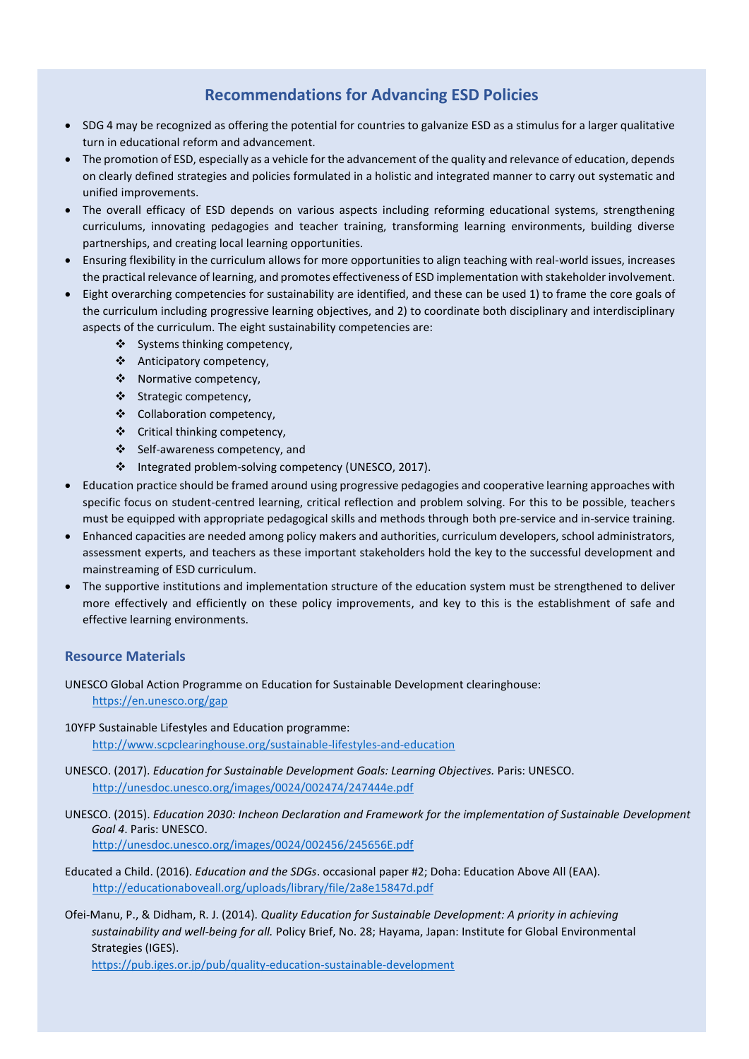## Recommendations for Advancing ESD Policies

- SDG 4 may be recognized as offering the potential for countries to galvanize ESD as a stimulus for a larger qualitative turn in educational reform and advancement.
- The promotion of ESD, especially as a vehicle for the advancement of the quality and relevance of education, depends on clearly defined strategies and policies formulated in a holistic and integrated manner to carry out systematic and unified improvements.
- The overall efficacy of ESD depends on various aspects including reforming educational systems, strengthening curriculums, innovating pedagogies and teacher training, transforming learning environments, building diverse partnerships, and creating local learning opportunities.
- Ensuring flexibility in the curriculum allows for more opportunities to align teaching with real-world issues, increases the practical relevance of learning, and promotes effectiveness of ESD implementation with stakeholder involvement.
- Eight overarching competencies for sustainability are identified, and these can be used 1) to frame the core goals of the curriculum including progressive learning objectives, and 2) to coordinate both disciplinary and interdisciplinary aspects of the curriculum. The eight sustainability competencies are:
    - Systems thinking competency,
    - Anticipatory competency,
    - Normative competency,
    - Strategic competency,
    - Collaboration competency,
    - Critical thinking competency,
    - Self-awareness competency, and
    - Integrated problem-solving competency (UNESCO, 2017).
- Education practice should be framed around using progressive pedagogies and cooperative learning approaches with specific focus on student-centred learning, critical reflection and problem solving. For this to be possible, teachers must be equipped with appropriate pedagogical skills and methods through both pre-service and in-service training.
- Enhanced capacities are needed among policy makers and authorities, curriculum developers, school administrators, assessment experts, and teachers as these important stakeholders hold the key to the successful development and mainstreaming of ESD curriculum.
- The supportive institutions and implementation structure of the education system must be strengthened to deliver more effectively and efficiently on these policy improvements, and key to this is the establishment of safe and effective learning environments.

### Resource Materials

UNESCO Global Action Programme on Education for Sustainable Development clearinghouse:
https://en.unesco.org/gap

10YFP Sustainable Lifestyles and Education programme:
http://www.scpclearinghouse.org/sustainable-lifestyles-and-education

UNESCO. (2017). *Education for Sustainable Development Goals: Learning Objectives.* Paris: UNESCO.
http://unesdoc.unesco.org/images/0024/002474/247444e.pdf

UNESCO. (2015). *Education 2030: Incheon Declaration and Framework for the implementation of Sustainable Development Goal 4*. Paris: UNESCO.
http://unesdoc.unesco.org/images/0024/002456/245656E.pdf

Educated a Child. (2016). *Education and the SDGs*. occasional paper #2; Doha: Education Above All (EAA).
http://educationaboveall.org/uploads/library/file/2a8e15847d.pdf

Ofei-Manu, P., & Didham, R. J. (2014). *Quality Education for Sustainable Development: A priority in achieving sustainability and well-being for all.* Policy Brief, No. 28; Hayama, Japan: Institute for Global Environmental Strategies (IGES).
https://pub.iges.or.jp/pub/quality-education-sustainable-development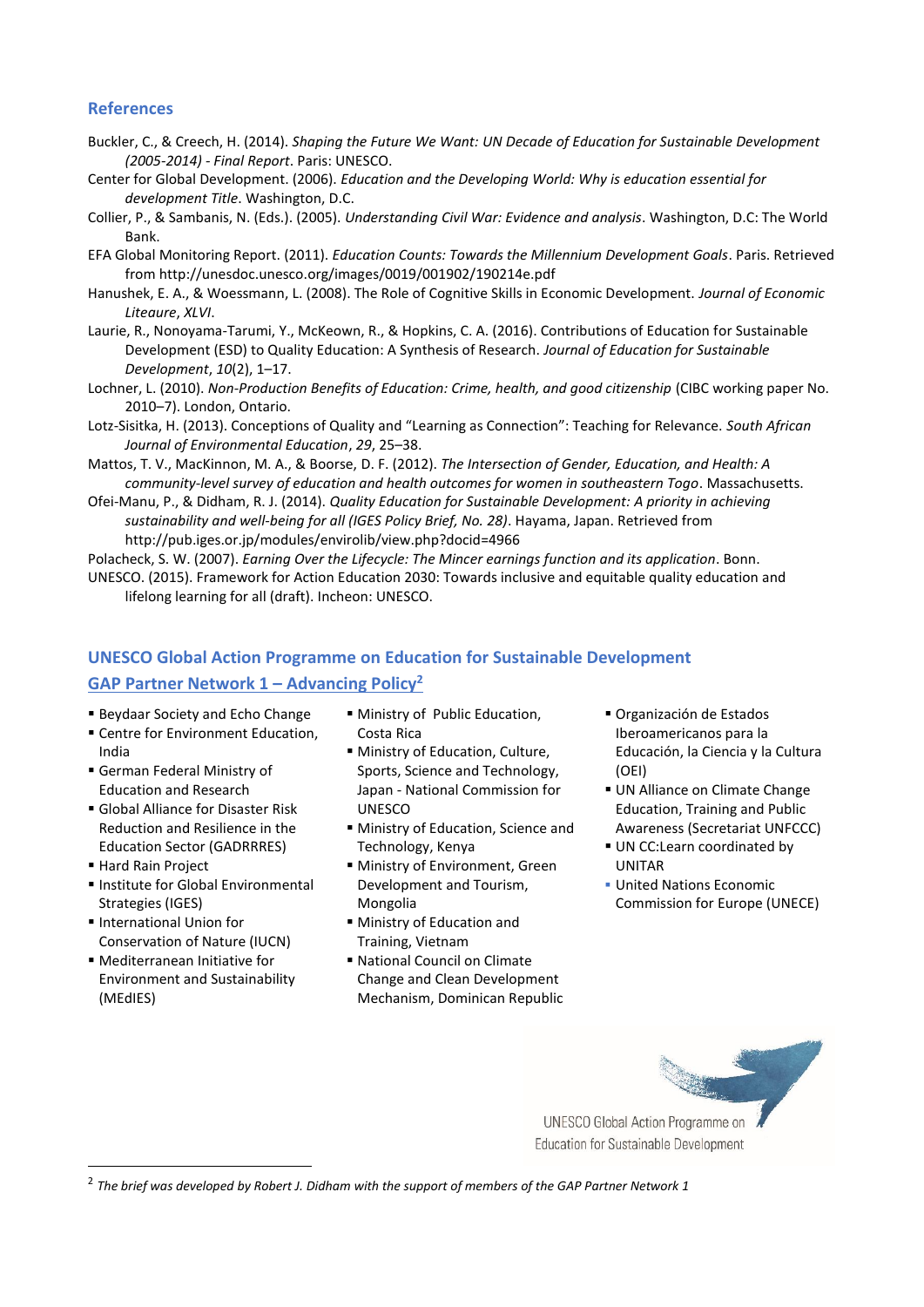## References

Buckler, C., & Creech, H. (2014). *Shaping the Future We Want: UN Decade of Education for Sustainable Development (2005-2014) - Final Report*. Paris: UNESCO.

Center for Global Development. (2006). *Education and the Developing World: Why is education essential for development Title*. Washington, D.C.

Collier, P., & Sambanis, N. (Eds.). (2005). *Understanding Civil War: Evidence and analysis*. Washington, D.C: The World Bank.

EFA Global Monitoring Report. (2011). *Education Counts: Towards the Millennium Development Goals*. Paris. Retrieved from http://unesdoc.unesco.org/images/0019/001902/190214e.pdf

Hanushek, E. A., & Woessmann, L. (2008). The Role of Cognitive Skills in Economic Development. *Journal of Economic Liteaure*, *XLVI*.

Laurie, R., Nonoyama-Tarumi, Y., McKeown, R., & Hopkins, C. A. (2016). Contributions of Education for Sustainable Development (ESD) to Quality Education: A Synthesis of Research. *Journal of Education for Sustainable Development*, *10*(2), 1–17.

Lochner, L. (2010). *Non-Production Benefits of Education: Crime, health, and good citizenship* (CIBC working paper No. 2010–7). London, Ontario.

Lotz-Sisitka, H. (2013). Conceptions of Quality and "Learning as Connection": Teaching for Relevance. *South African Journal of Environmental Education*, *29*, 25–38.

Mattos, T. V., MacKinnon, M. A., & Boorse, D. F. (2012). *The Intersection of Gender, Education, and Health: A community-level survey of education and health outcomes for women in southeastern Togo*. Massachusetts.

Ofei-Manu, P., & Didham, R. J. (2014). *Quality Education for Sustainable Development: A priority in achieving sustainability and well-being for all (IGES Policy Brief, No. 28)*. Hayama, Japan. Retrieved from http://pub.iges.or.jp/modules/envirolib/view.php?docid=4966

Polacheck, S. W. (2007). *Earning Over the Lifecycle: The Mincer earnings function and its application*. Bonn.

UNESCO. (2015). Framework for Action Education 2030: Towards inclusive and equitable quality education and lifelong learning for all (draft). Incheon: UNESCO.

## UNESCO Global Action Programme on Education for Sustainable Development

## GAP Partner Network 1 – Advancing Policy[2]

- Beydaar Society and Echo Change
- Centre for Environment Education, India
- German Federal Ministry of Education and Research
- Global Alliance for Disaster Risk Reduction and Resilience in the Education Sector (GADRRRES)
- Hard Rain Project
- Institute for Global Environmental Strategies (IGES)
- International Union for Conservation of Nature (IUCN)
- Mediterranean Initiative for Environment and Sustainability (MEdIES)
- Ministry of Public Education, Costa Rica
- Ministry of Education, Culture, Sports, Science and Technology, Japan - National Commission for UNESCO
- Ministry of Education, Science and Technology, Kenya
- Ministry of Environment, Green Development and Tourism, Mongolia
- Ministry of Education and Training, Vietnam
- National Council on Climate Change and Clean Development Mechanism, Dominican Republic
- Organización de Estados Iberoamericanos para la Educación, la Ciencia y la Cultura (OEI)
- UN Alliance on Climate Change Education, Training and Public Awareness (Secretariat UNFCCC)
- UN CC:Learn coordinated by UNITAR
- United Nations Economic Commission for Europe (UNECE)

UNESCO Global Action Programme on Education for Sustainable Development

[2] *The brief was developed by Robert J. Didham with the support of members of the GAP Partner Network 1*